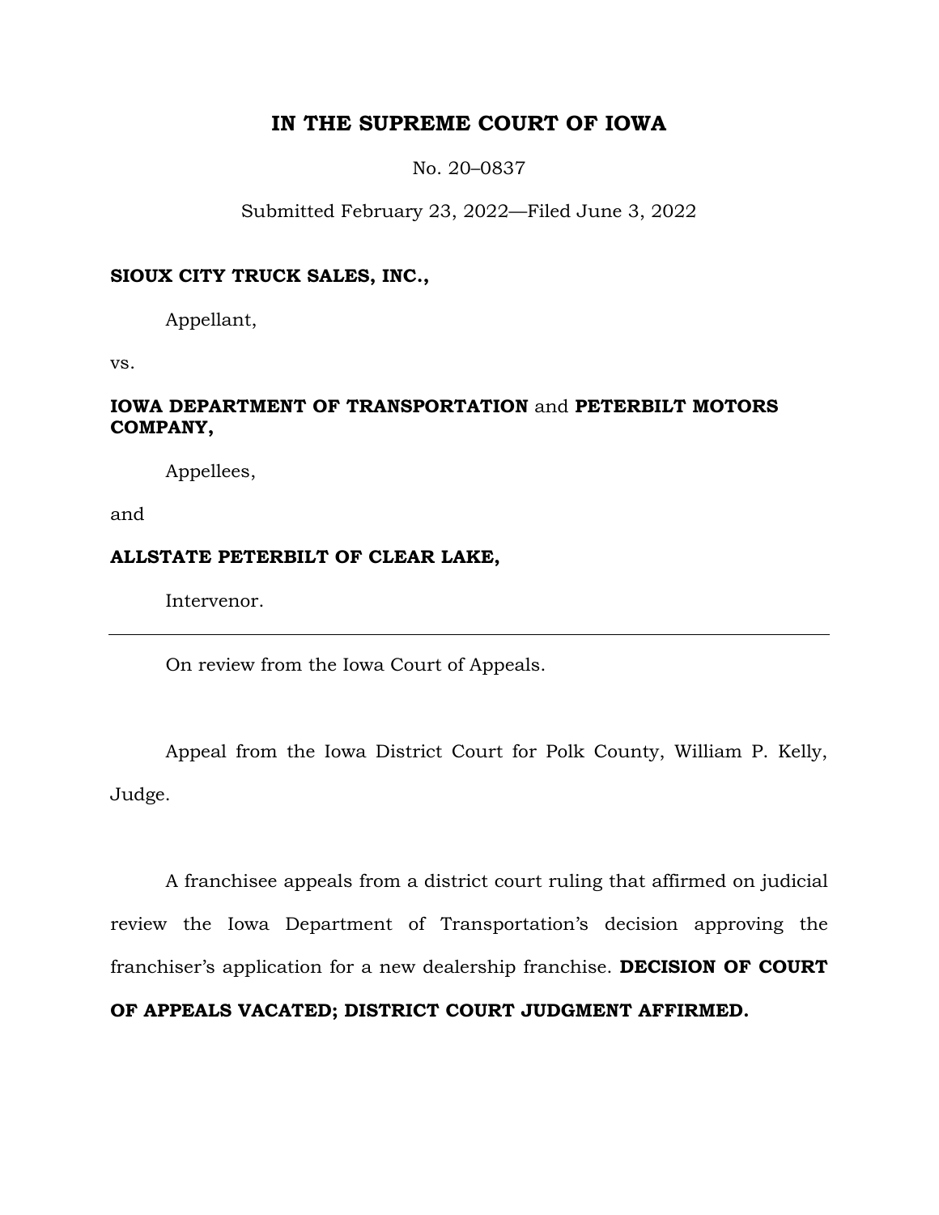# IN THE SUPREME COURT OF IOWA

No. 20–0837

Submitted February 23, 2022—Filed June 3, 2022

**SIOUX CITY TRUCK SALES, INC.,**

Appellant,

vs.

**IOWA DEPARTMENT OF TRANSPORTATION** and **PETERBILT MOTORS COMPANY,**

Appellees,

and

**ALLSTATE PETERBILT OF CLEAR LAKE,**

Intervenor.

---

On review from the Iowa Court of Appeals.

Appeal from the Iowa District Court for Polk County, William P. Kelly, Judge.

A franchisee appeals from a district court ruling that affirmed on judicial review the Iowa Department of Transportation's decision approving the franchiser's application for a new dealership franchise. **DECISION OF COURT OF APPEALS VACATED; DISTRICT COURT JUDGMENT AFFIRMED.**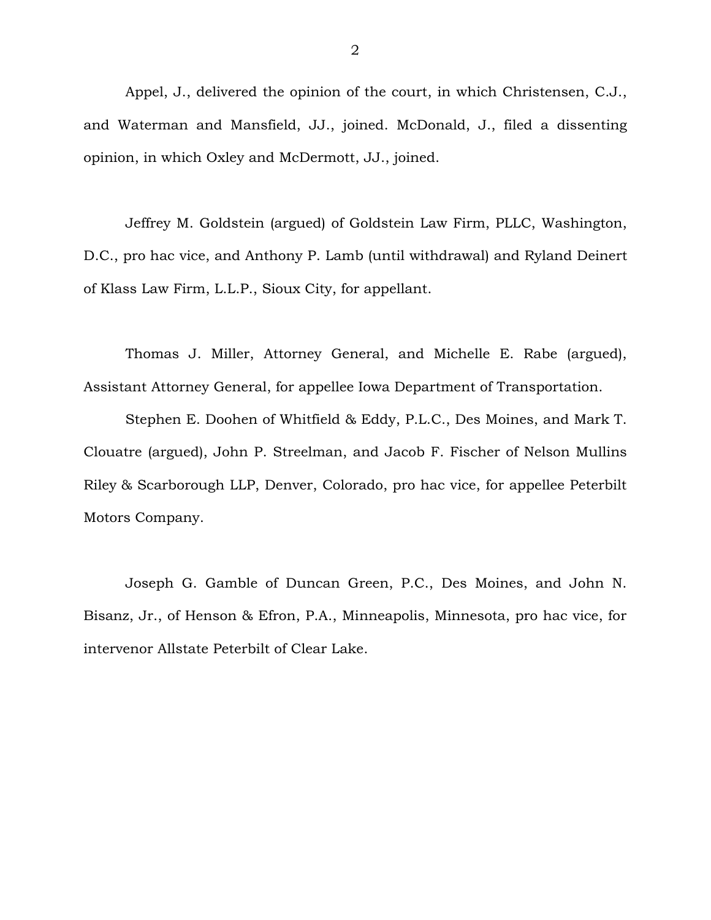Appel, J., delivered the opinion of the court, in which Christensen, C.J., and Waterman and Mansfield, JJ., joined. McDonald, J., filed a dissenting opinion, in which Oxley and McDermott, JJ., joined.

Jeffrey M. Goldstein (argued) of Goldstein Law Firm, PLLC, Washington, D.C., pro hac vice, and Anthony P. Lamb (until withdrawal) and Ryland Deinert of Klass Law Firm, L.L.P., Sioux City, for appellant.

Thomas J. Miller, Attorney General, and Michelle E. Rabe (argued), Assistant Attorney General, for appellee Iowa Department of Transportation.

Stephen E. Doohen of Whitfield & Eddy, P.L.C., Des Moines, and Mark T. Clouatre (argued), John P. Streelman, and Jacob F. Fischer of Nelson Mullins Riley & Scarborough LLP, Denver, Colorado, pro hac vice, for appellee Peterbilt Motors Company.

Joseph G. Gamble of Duncan Green, P.C., Des Moines, and John N. Bisanz, Jr., of Henson & Efron, P.A., Minneapolis, Minnesota, pro hac vice, for intervenor Allstate Peterbilt of Clear Lake.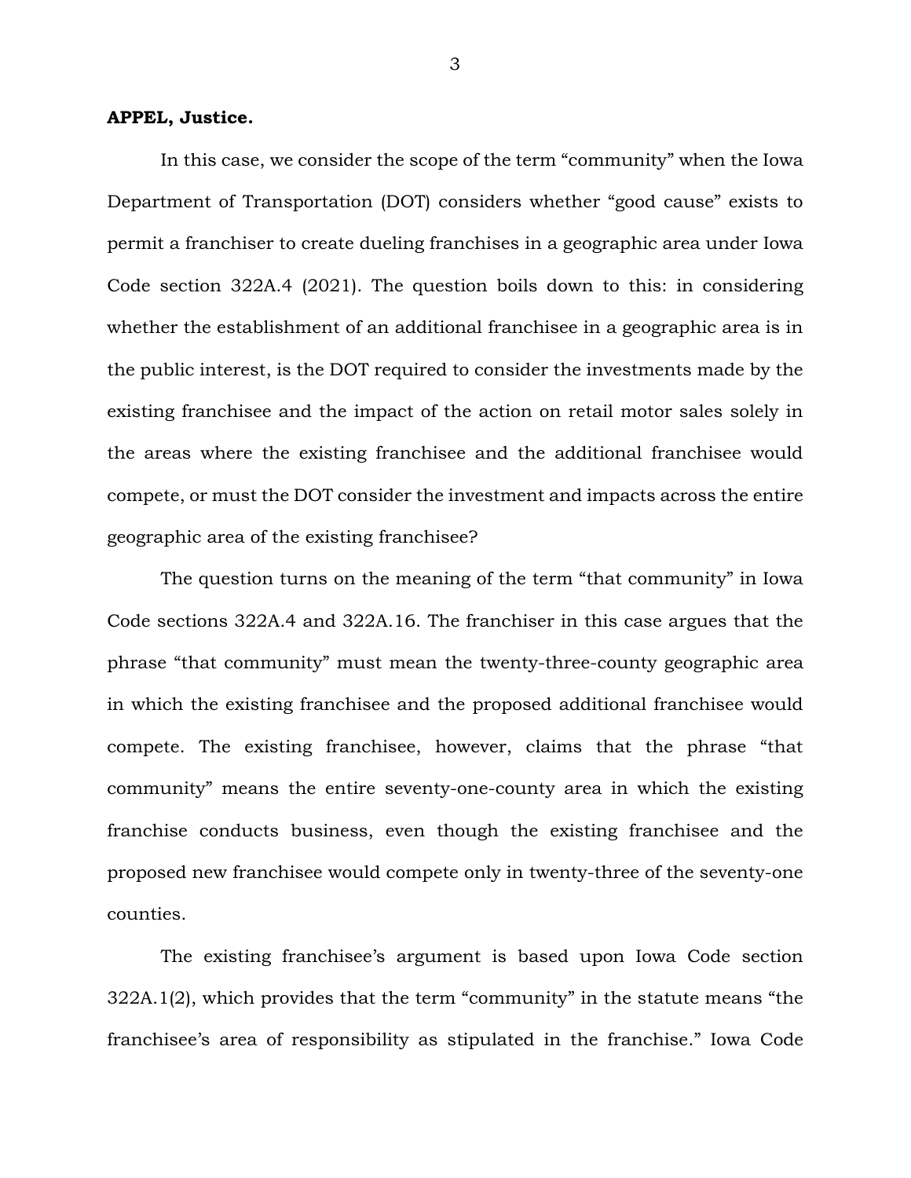**APPEL, Justice.**

In this case, we consider the scope of the term "community" when the Iowa Department of Transportation (DOT) considers whether "good cause" exists to permit a franchiser to create dueling franchises in a geographic area under Iowa Code section 322A.4 (2021). The question boils down to this: in considering whether the establishment of an additional franchisee in a geographic area is in the public interest, is the DOT required to consider the investments made by the existing franchisee and the impact of the action on retail motor sales solely in the areas where the existing franchisee and the additional franchisee would compete, or must the DOT consider the investment and impacts across the entire geographic area of the existing franchisee?

The question turns on the meaning of the term "that community" in Iowa Code sections 322A.4 and 322A.16. The franchiser in this case argues that the phrase "that community" must mean the twenty-three-county geographic area in which the existing franchisee and the proposed additional franchisee would compete. The existing franchisee, however, claims that the phrase "that community" means the entire seventy-one-county area in which the existing franchise conducts business, even though the existing franchisee and the proposed new franchisee would compete only in twenty-three of the seventy-one counties.

The existing franchisee's argument is based upon Iowa Code section 322A.1(2), which provides that the term "community" in the statute means "the franchisee's area of responsibility as stipulated in the franchise." Iowa Code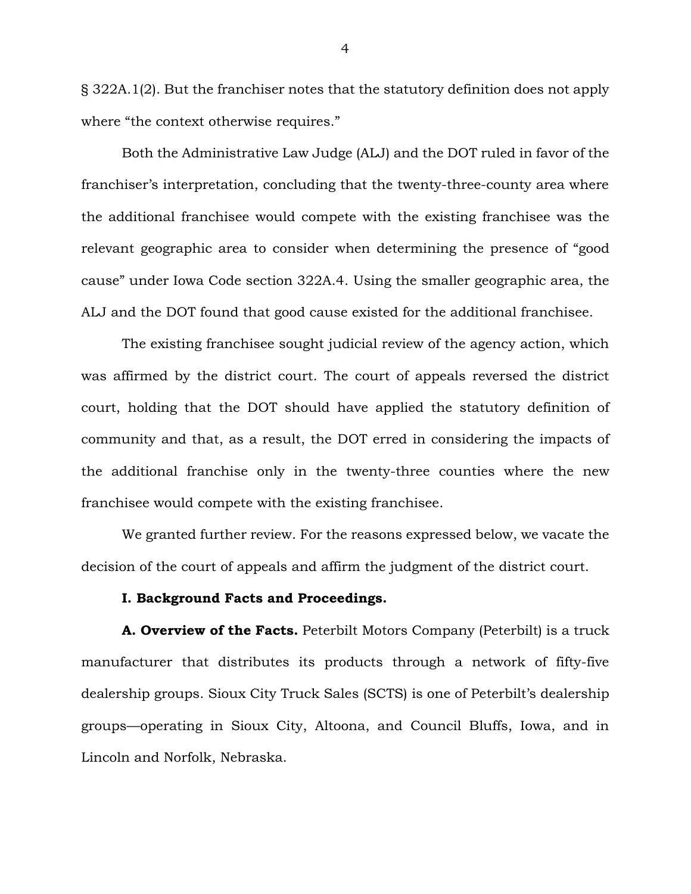§ 322A.1(2). But the franchiser notes that the statutory definition does not apply where "the context otherwise requires."

Both the Administrative Law Judge (ALJ) and the DOT ruled in favor of the franchiser's interpretation, concluding that the twenty-three-county area where the additional franchisee would compete with the existing franchisee was the relevant geographic area to consider when determining the presence of "good cause" under Iowa Code section 322A.4. Using the smaller geographic area, the ALJ and the DOT found that good cause existed for the additional franchisee.

The existing franchisee sought judicial review of the agency action, which was affirmed by the district court. The court of appeals reversed the district court, holding that the DOT should have applied the statutory definition of community and that, as a result, the DOT erred in considering the impacts of the additional franchise only in the twenty-three counties where the new franchisee would compete with the existing franchisee.

We granted further review. For the reasons expressed below, we vacate the decision of the court of appeals and affirm the judgment of the district court.

**I. Background Facts and Proceedings.**

**A. Overview of the Facts.** Peterbilt Motors Company (Peterbilt) is a truck manufacturer that distributes its products through a network of fifty-five dealership groups. Sioux City Truck Sales (SCTS) is one of Peterbilt's dealership groups—operating in Sioux City, Altoona, and Council Bluffs, Iowa, and in Lincoln and Norfolk, Nebraska.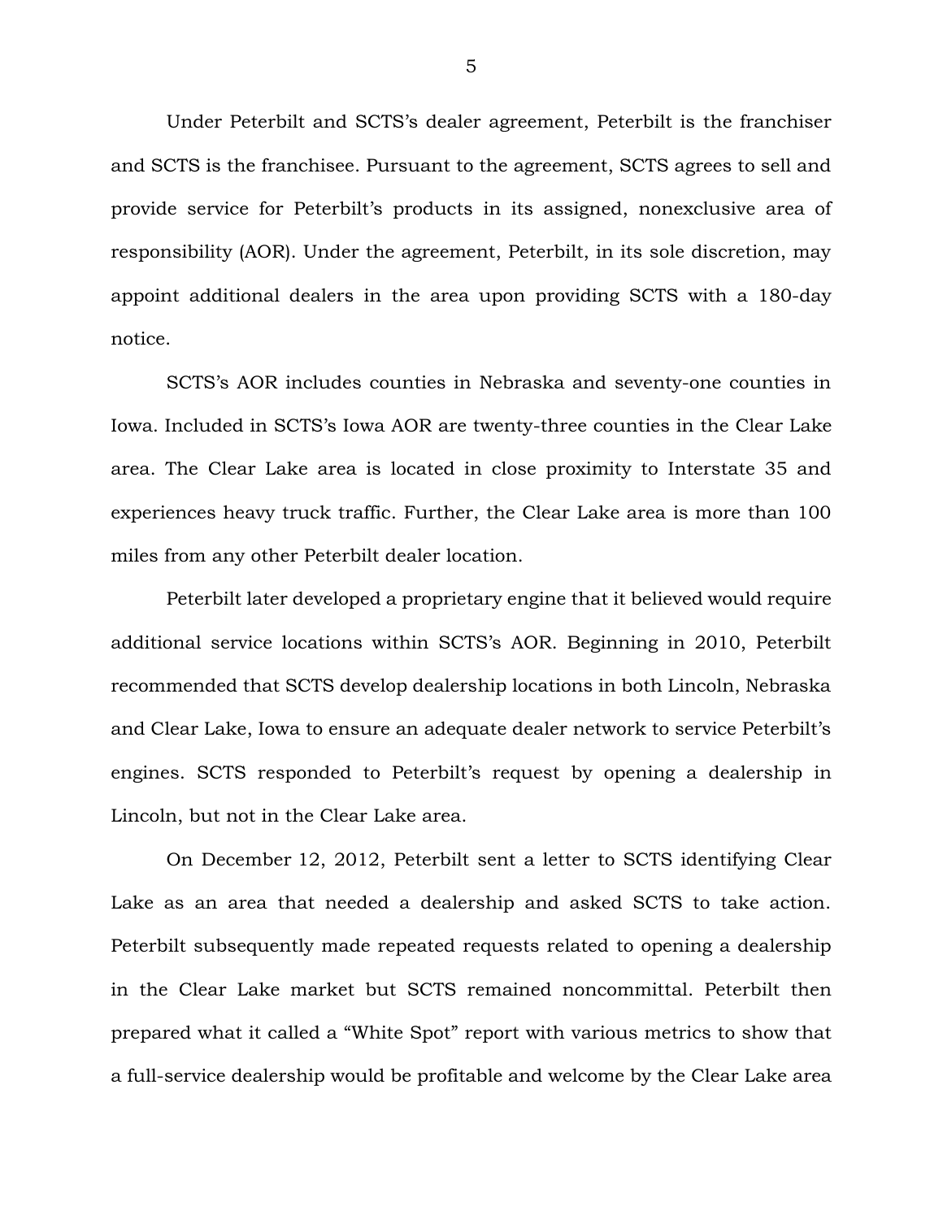Under Peterbilt and SCTS's dealer agreement, Peterbilt is the franchiser and SCTS is the franchisee. Pursuant to the agreement, SCTS agrees to sell and provide service for Peterbilt's products in its assigned, nonexclusive area of responsibility (AOR). Under the agreement, Peterbilt, in its sole discretion, may appoint additional dealers in the area upon providing SCTS with a 180-day notice.

SCTS's AOR includes counties in Nebraska and seventy-one counties in Iowa. Included in SCTS's Iowa AOR are twenty-three counties in the Clear Lake area. The Clear Lake area is located in close proximity to Interstate 35 and experiences heavy truck traffic. Further, the Clear Lake area is more than 100 miles from any other Peterbilt dealer location.

Peterbilt later developed a proprietary engine that it believed would require additional service locations within SCTS's AOR. Beginning in 2010, Peterbilt recommended that SCTS develop dealership locations in both Lincoln, Nebraska and Clear Lake, Iowa to ensure an adequate dealer network to service Peterbilt's engines. SCTS responded to Peterbilt's request by opening a dealership in Lincoln, but not in the Clear Lake area.

On December 12, 2012, Peterbilt sent a letter to SCTS identifying Clear Lake as an area that needed a dealership and asked SCTS to take action. Peterbilt subsequently made repeated requests related to opening a dealership in the Clear Lake market but SCTS remained noncommittal. Peterbilt then prepared what it called a "White Spot" report with various metrics to show that a full-service dealership would be profitable and welcome by the Clear Lake area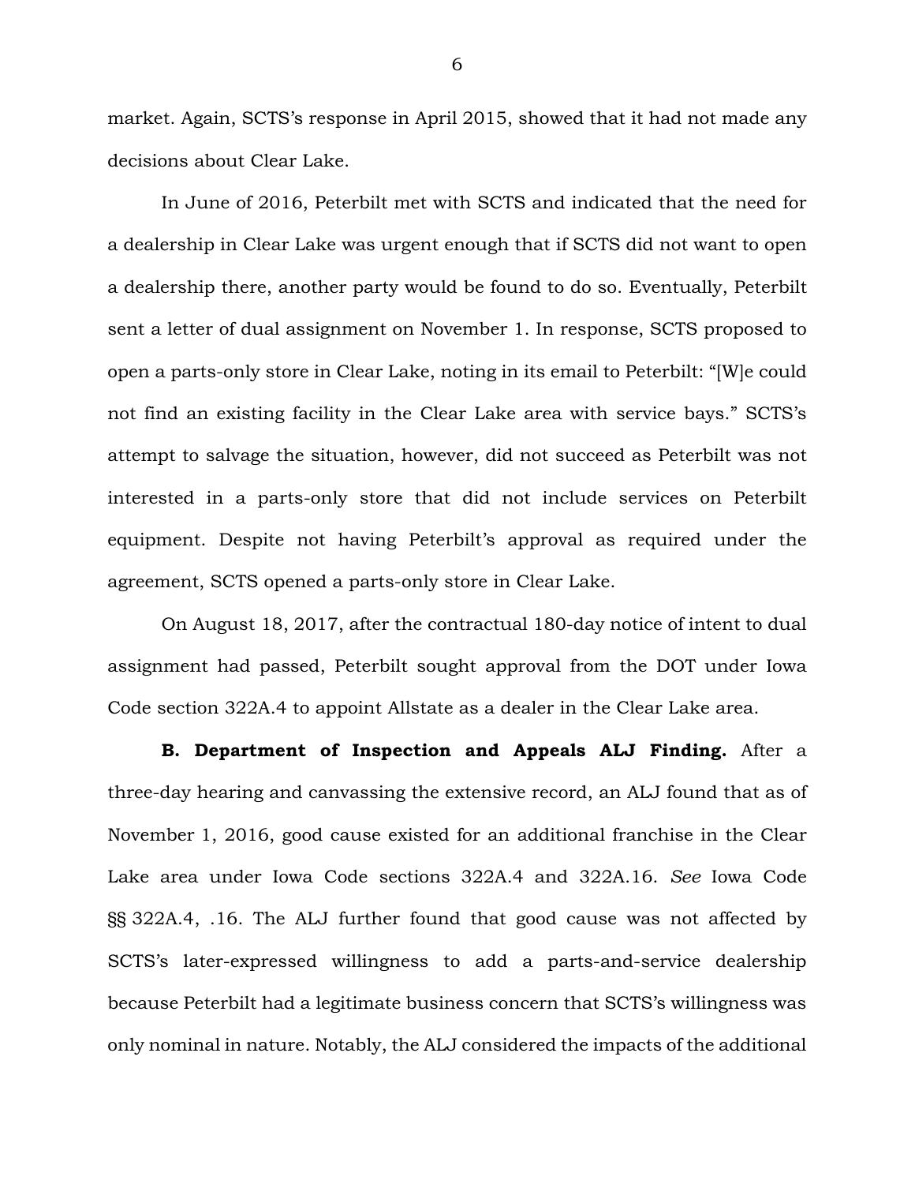market. Again, SCTS's response in April 2015, showed that it had not made any decisions about Clear Lake.

In June of 2016, Peterbilt met with SCTS and indicated that the need for a dealership in Clear Lake was urgent enough that if SCTS did not want to open a dealership there, another party would be found to do so. Eventually, Peterbilt sent a letter of dual assignment on November 1. In response, SCTS proposed to open a parts-only store in Clear Lake, noting in its email to Peterbilt: "[W]e could not find an existing facility in the Clear Lake area with service bays." SCTS's attempt to salvage the situation, however, did not succeed as Peterbilt was not interested in a parts-only store that did not include services on Peterbilt equipment. Despite not having Peterbilt's approval as required under the agreement, SCTS opened a parts-only store in Clear Lake.

On August 18, 2017, after the contractual 180-day notice of intent to dual assignment had passed, Peterbilt sought approval from the DOT under Iowa Code section 322A.4 to appoint Allstate as a dealer in the Clear Lake area.

**B. Department of Inspection and Appeals ALJ Finding.** After a three-day hearing and canvassing the extensive record, an ALJ found that as of November 1, 2016, good cause existed for an additional franchise in the Clear Lake area under Iowa Code sections 322A.4 and 322A.16. *See* Iowa Code §§ 322A.4, .16. The ALJ further found that good cause was not affected by SCTS's later-expressed willingness to add a parts-and-service dealership because Peterbilt had a legitimate business concern that SCTS's willingness was only nominal in nature. Notably, the ALJ considered the impacts of the additional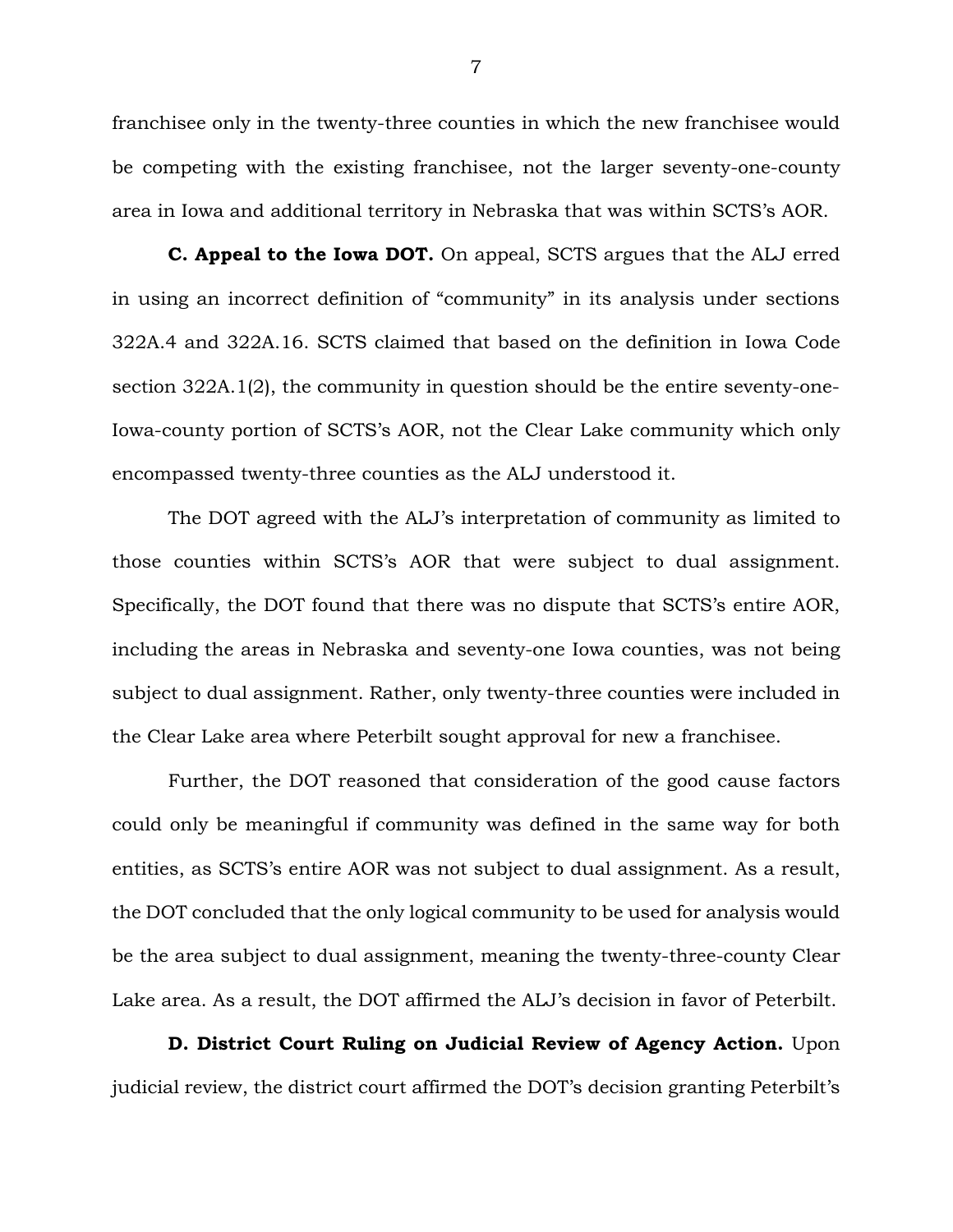franchisee only in the twenty-three counties in which the new franchisee would be competing with the existing franchisee, not the larger seventy-one-county area in Iowa and additional territory in Nebraska that was within SCTS's AOR.

**C. Appeal to the Iowa DOT.** On appeal, SCTS argues that the ALJ erred in using an incorrect definition of "community" in its analysis under sections 322A.4 and 322A.16. SCTS claimed that based on the definition in Iowa Code section 322A.1(2), the community in question should be the entire seventy-one-Iowa-county portion of SCTS's AOR, not the Clear Lake community which only encompassed twenty-three counties as the ALJ understood it.

The DOT agreed with the ALJ's interpretation of community as limited to those counties within SCTS's AOR that were subject to dual assignment. Specifically, the DOT found that there was no dispute that SCTS's entire AOR, including the areas in Nebraska and seventy-one Iowa counties, was not being subject to dual assignment. Rather, only twenty-three counties were included in the Clear Lake area where Peterbilt sought approval for new a franchisee.

Further, the DOT reasoned that consideration of the good cause factors could only be meaningful if community was defined in the same way for both entities, as SCTS's entire AOR was not subject to dual assignment. As a result, the DOT concluded that the only logical community to be used for analysis would be the area subject to dual assignment, meaning the twenty-three-county Clear Lake area. As a result, the DOT affirmed the ALJ's decision in favor of Peterbilt.

**D. District Court Ruling on Judicial Review of Agency Action.** Upon judicial review, the district court affirmed the DOT's decision granting Peterbilt's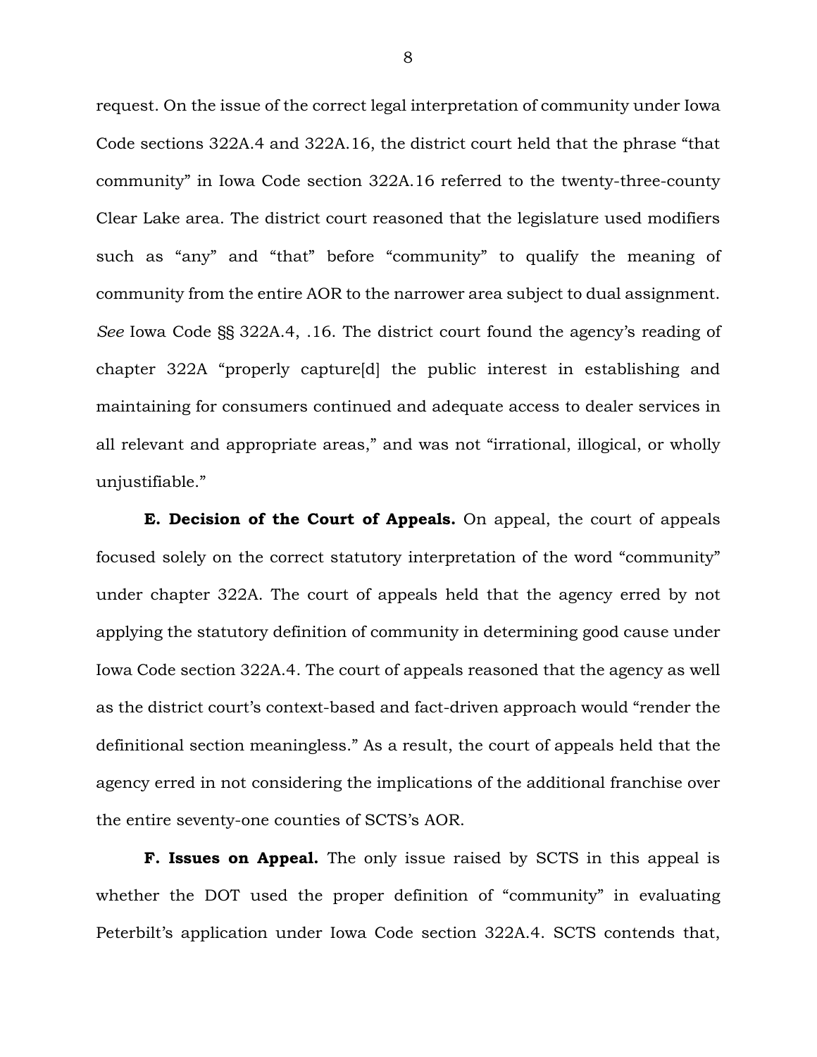request. On the issue of the correct legal interpretation of community under Iowa Code sections 322A.4 and 322A.16, the district court held that the phrase "that community" in Iowa Code section 322A.16 referred to the twenty-three-county Clear Lake area. The district court reasoned that the legislature used modifiers such as "any" and "that" before "community" to qualify the meaning of community from the entire AOR to the narrower area subject to dual assignment. *See* Iowa Code §§ 322A.4, .16. The district court found the agency's reading of chapter 322A "properly capture[d] the public interest in establishing and maintaining for consumers continued and adequate access to dealer services in all relevant and appropriate areas," and was not "irrational, illogical, or wholly unjustifiable."

**E. Decision of the Court of Appeals.** On appeal, the court of appeals focused solely on the correct statutory interpretation of the word "community" under chapter 322A. The court of appeals held that the agency erred by not applying the statutory definition of community in determining good cause under Iowa Code section 322A.4. The court of appeals reasoned that the agency as well as the district court's context-based and fact-driven approach would "render the definitional section meaningless." As a result, the court of appeals held that the agency erred in not considering the implications of the additional franchise over the entire seventy-one counties of SCTS's AOR.

**F. Issues on Appeal.** The only issue raised by SCTS in this appeal is whether the DOT used the proper definition of "community" in evaluating Peterbilt's application under Iowa Code section 322A.4. SCTS contends that,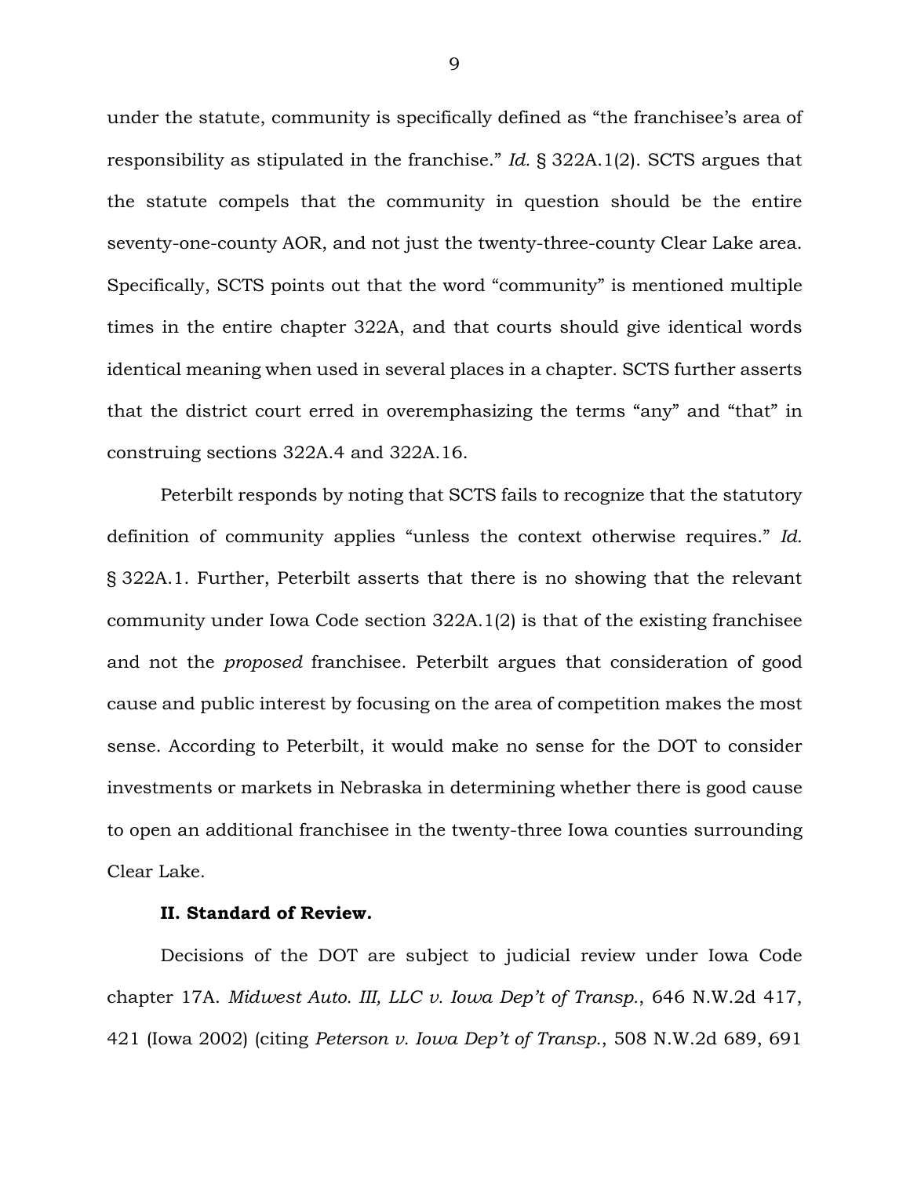under the statute, community is specifically defined as "the franchisee's area of responsibility as stipulated in the franchise." *Id.* § 322A.1(2). SCTS argues that the statute compels that the community in question should be the entire seventy-one-county AOR, and not just the twenty-three-county Clear Lake area. Specifically, SCTS points out that the word "community" is mentioned multiple times in the entire chapter 322A, and that courts should give identical words identical meaning when used in several places in a chapter. SCTS further asserts that the district court erred in overemphasizing the terms "any" and "that" in construing sections 322A.4 and 322A.16.

Peterbilt responds by noting that SCTS fails to recognize that the statutory definition of community applies "unless the context otherwise requires." *Id.* § 322A.1. Further, Peterbilt asserts that there is no showing that the relevant community under Iowa Code section 322A.1(2) is that of the existing franchisee and not the *proposed* franchisee. Peterbilt argues that consideration of good cause and public interest by focusing on the area of competition makes the most sense. According to Peterbilt, it would make no sense for the DOT to consider investments or markets in Nebraska in determining whether there is good cause to open an additional franchisee in the twenty-three Iowa counties surrounding Clear Lake.

**II. Standard of Review.**

Decisions of the DOT are subject to judicial review under Iowa Code chapter 17A. *Midwest Auto. III, LLC v. Iowa Dep't of Transp.*, 646 N.W.2d 417, 421 (Iowa 2002) (citing *Peterson v. Iowa Dep't of Transp.*, 508 N.W.2d 689, 691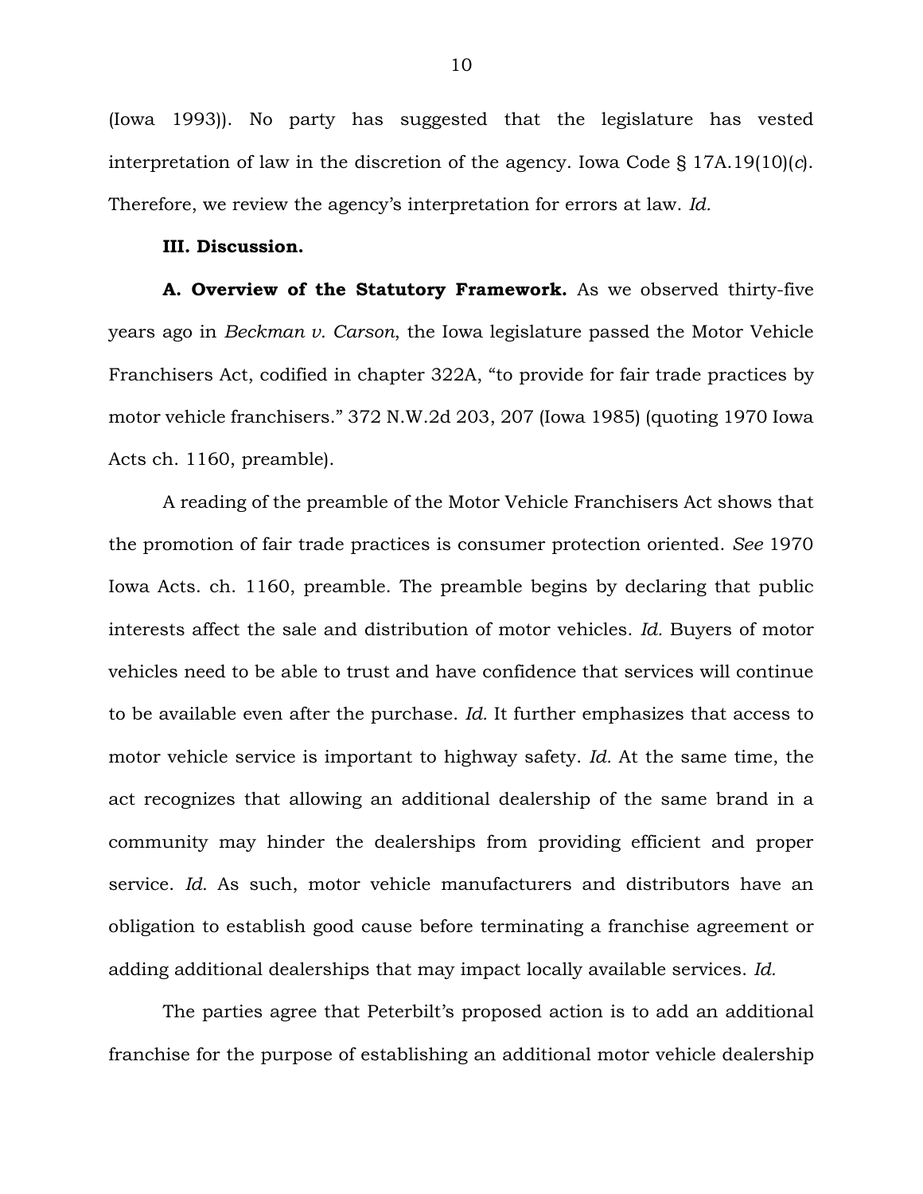(Iowa 1993)). No party has suggested that the legislature has vested interpretation of law in the discretion of the agency. Iowa Code § 17A.19(10)(*c*). Therefore, we review the agency's interpretation for errors at law. *Id.*

**III. Discussion.**

**A. Overview of the Statutory Framework.** As we observed thirty-five years ago in *Beckman v. Carson*, the Iowa legislature passed the Motor Vehicle Franchisers Act, codified in chapter 322A, "to provide for fair trade practices by motor vehicle franchisers." 372 N.W.2d 203, 207 (Iowa 1985) (quoting 1970 Iowa Acts ch. 1160, preamble).

A reading of the preamble of the Motor Vehicle Franchisers Act shows that the promotion of fair trade practices is consumer protection oriented. *See* 1970 Iowa Acts. ch. 1160, preamble. The preamble begins by declaring that public interests affect the sale and distribution of motor vehicles. *Id.* Buyers of motor vehicles need to be able to trust and have confidence that services will continue to be available even after the purchase. *Id.* It further emphasizes that access to motor vehicle service is important to highway safety. *Id.* At the same time, the act recognizes that allowing an additional dealership of the same brand in a community may hinder the dealerships from providing efficient and proper service. *Id.* As such, motor vehicle manufacturers and distributors have an obligation to establish good cause before terminating a franchise agreement or adding additional dealerships that may impact locally available services. *Id.*

The parties agree that Peterbilt's proposed action is to add an additional franchise for the purpose of establishing an additional motor vehicle dealership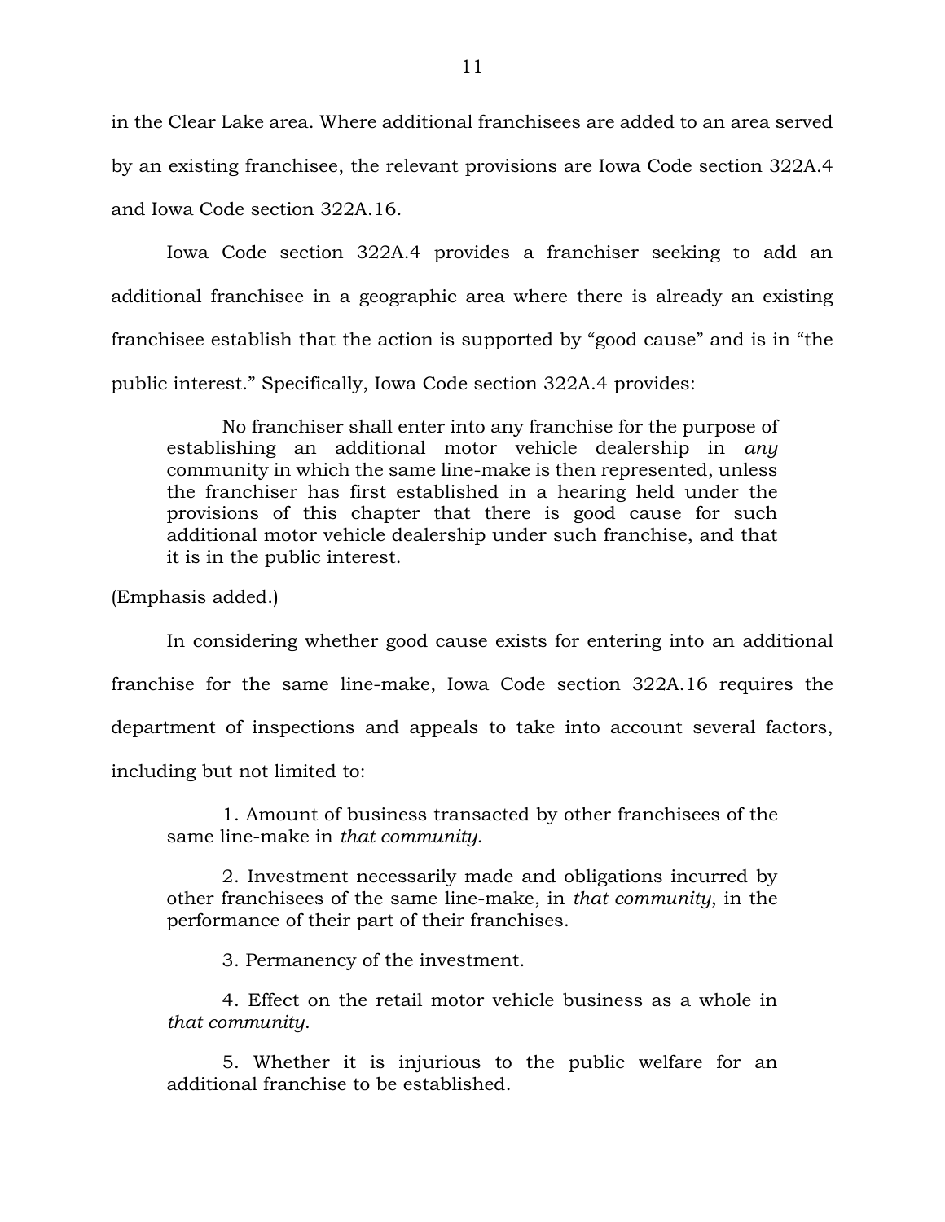in the Clear Lake area. Where additional franchisees are added to an area served by an existing franchisee, the relevant provisions are Iowa Code section 322A.4 and Iowa Code section 322A.16.

Iowa Code section 322A.4 provides a franchiser seeking to add an additional franchisee in a geographic area where there is already an existing franchisee establish that the action is supported by "good cause" and is in "the public interest." Specifically, Iowa Code section 322A.4 provides:

> No franchiser shall enter into any franchise for the purpose of establishing an additional motor vehicle dealership in *any* community in which the same line-make is then represented, unless the franchiser has first established in a hearing held under the provisions of this chapter that there is good cause for such additional motor vehicle dealership under such franchise, and that it is in the public interest.

(Emphasis added.)

In considering whether good cause exists for entering into an additional franchise for the same line-make, Iowa Code section 322A.16 requires the department of inspections and appeals to take into account several factors, including but not limited to:

> 1. Amount of business transacted by other franchisees of the same line-make in *that community*.
>
> 2. Investment necessarily made and obligations incurred by other franchisees of the same line-make, in *that community*, in the performance of their part of their franchises.
>
> 3. Permanency of the investment.
>
> 4. Effect on the retail motor vehicle business as a whole in *that community*.
>
> 5. Whether it is injurious to the public welfare for an additional franchise to be established.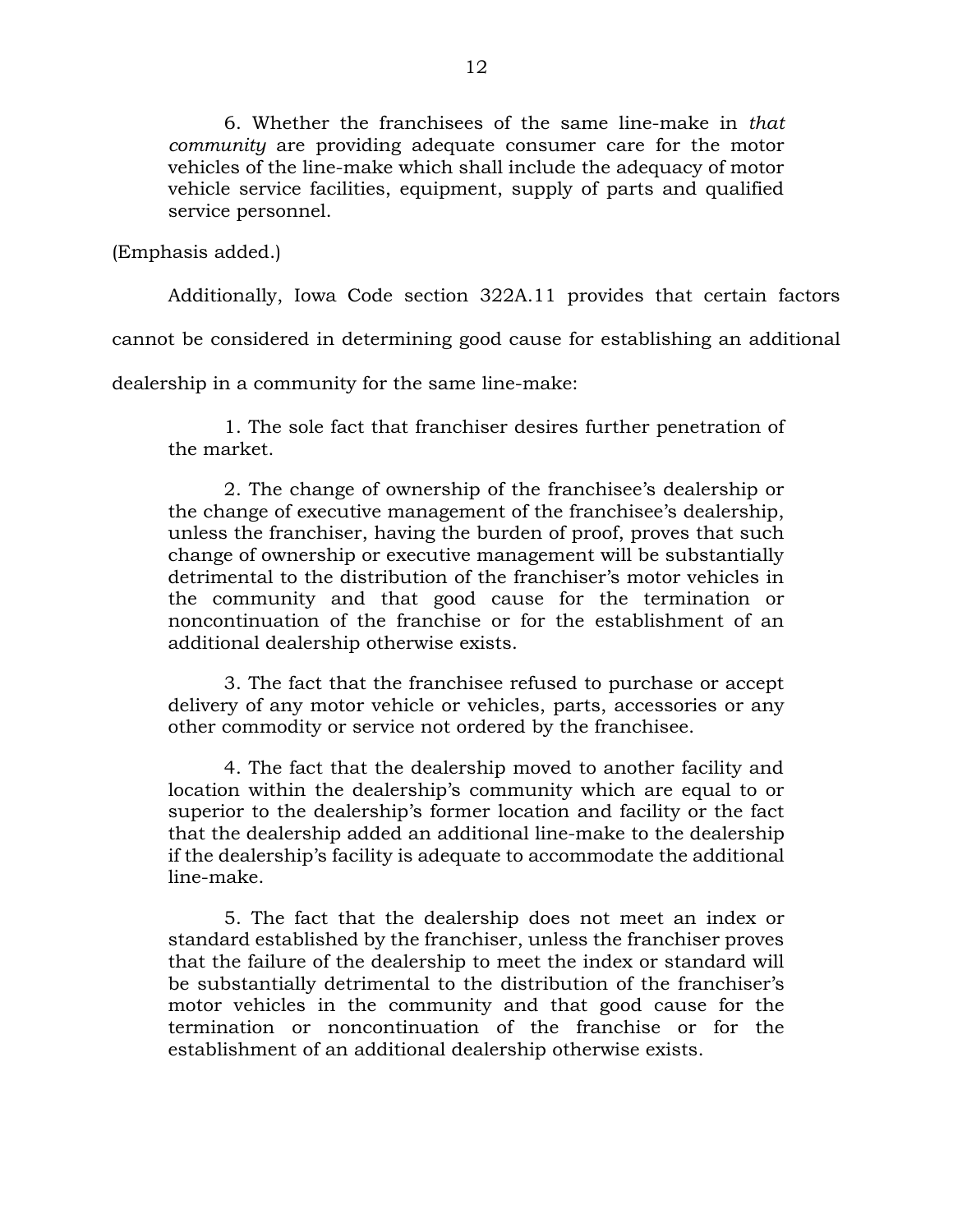> 6. Whether the franchisees of the same line-make in *that community* are providing adequate consumer care for the motor vehicles of the line-make which shall include the adequacy of motor vehicle service facilities, equipment, supply of parts and qualified service personnel.

(Emphasis added.)

Additionally, Iowa Code section 322A.11 provides that certain factors cannot be considered in determining good cause for establishing an additional dealership in a community for the same line-make:

> 1. The sole fact that franchiser desires further penetration of the market.
>
> 2. The change of ownership of the franchisee's dealership or the change of executive management of the franchisee's dealership, unless the franchiser, having the burden of proof, proves that such change of ownership or executive management will be substantially detrimental to the distribution of the franchiser's motor vehicles in the community and that good cause for the termination or noncontinuation of the franchise or for the establishment of an additional dealership otherwise exists.
>
> 3. The fact that the franchisee refused to purchase or accept delivery of any motor vehicle or vehicles, parts, accessories or any other commodity or service not ordered by the franchisee.
>
> 4. The fact that the dealership moved to another facility and location within the dealership's community which are equal to or superior to the dealership's former location and facility or the fact that the dealership added an additional line-make to the dealership if the dealership's facility is adequate to accommodate the additional line-make.
>
> 5. The fact that the dealership does not meet an index or standard established by the franchiser, unless the franchiser proves that the failure of the dealership to meet the index or standard will be substantially detrimental to the distribution of the franchiser's motor vehicles in the community and that good cause for the termination or noncontinuation of the franchise or for the establishment of an additional dealership otherwise exists.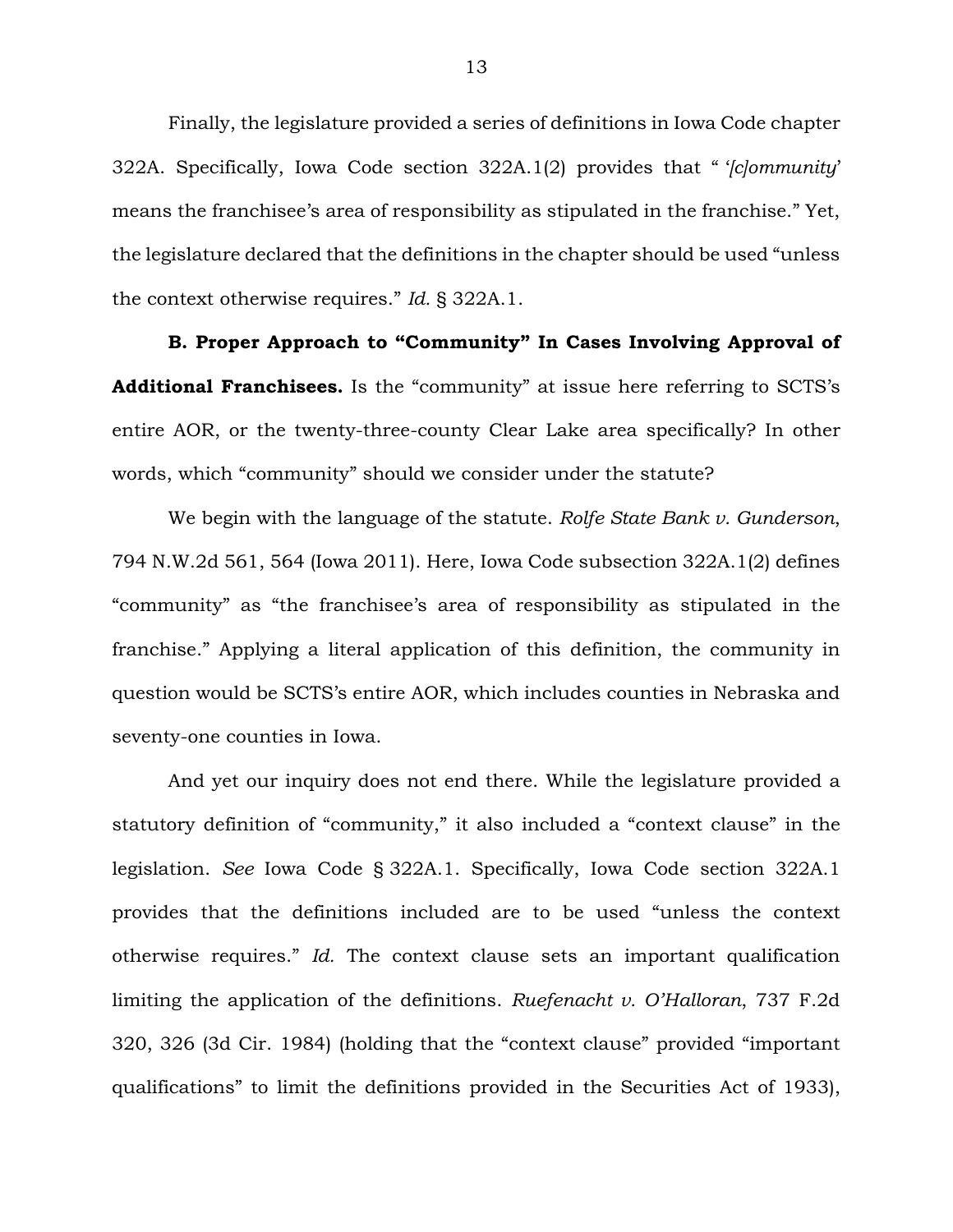Finally, the legislature provided a series of definitions in Iowa Code chapter 322A. Specifically, Iowa Code section 322A.1(2) provides that " '*[c]ommunity*' means the franchisee's area of responsibility as stipulated in the franchise." Yet, the legislature declared that the definitions in the chapter should be used "unless the context otherwise requires." *Id.* § 322A.1.

**B. Proper Approach to "Community" In Cases Involving Approval of Additional Franchisees.** Is the "community" at issue here referring to SCTS's entire AOR, or the twenty-three-county Clear Lake area specifically? In other words, which "community" should we consider under the statute?

We begin with the language of the statute. *Rolfe State Bank v. Gunderson*, 794 N.W.2d 561, 564 (Iowa 2011). Here, Iowa Code subsection 322A.1(2) defines "community" as "the franchisee's area of responsibility as stipulated in the franchise." Applying a literal application of this definition, the community in question would be SCTS's entire AOR, which includes counties in Nebraska and seventy-one counties in Iowa.

And yet our inquiry does not end there. While the legislature provided a statutory definition of "community," it also included a "context clause" in the legislation. *See* Iowa Code § 322A.1. Specifically, Iowa Code section 322A.1 provides that the definitions included are to be used "unless the context otherwise requires." *Id.* The context clause sets an important qualification limiting the application of the definitions. *Ruefenacht v. O'Halloran*, 737 F.2d 320, 326 (3d Cir. 1984) (holding that the "context clause" provided "important qualifications" to limit the definitions provided in the Securities Act of 1933),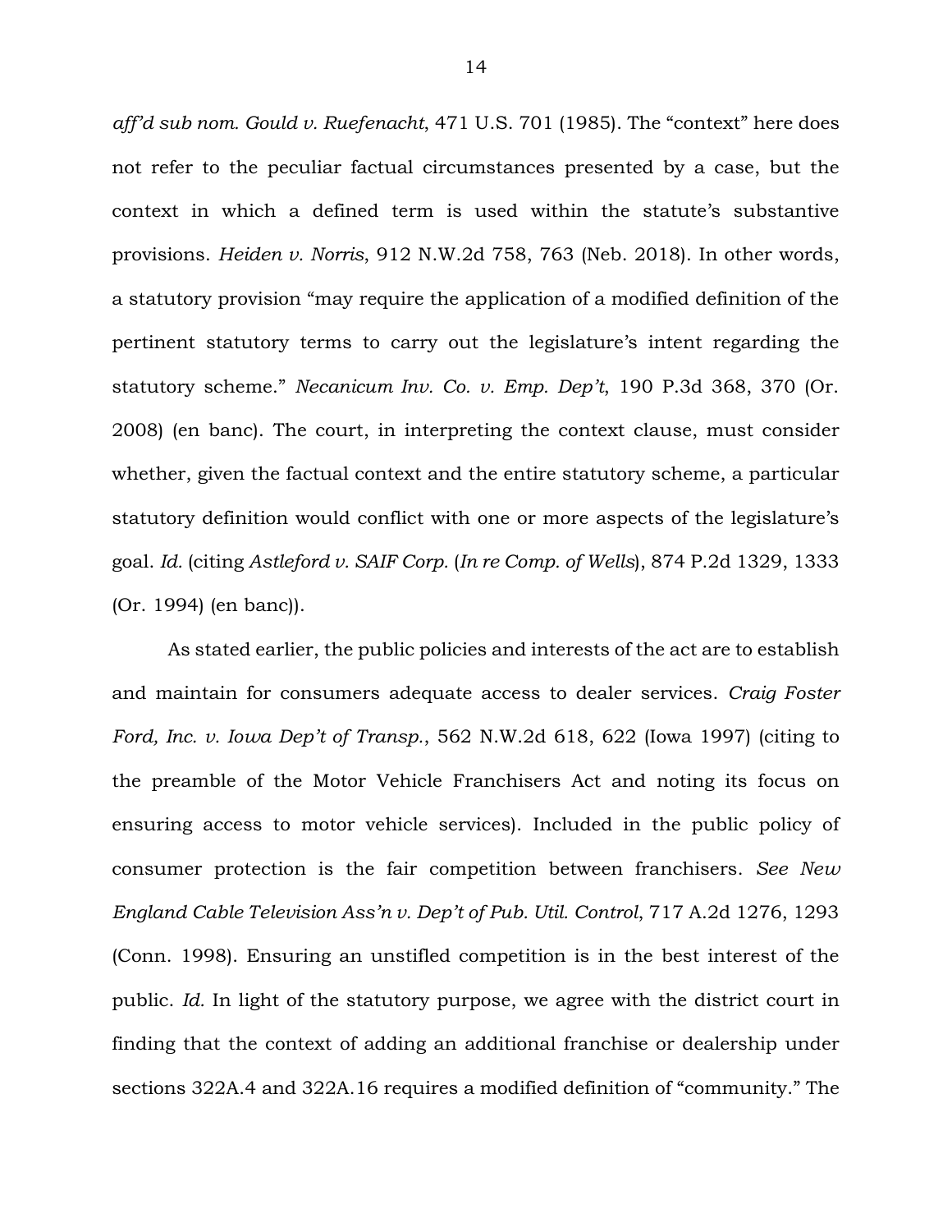*aff'd sub nom. Gould v. Ruefenacht*, 471 U.S. 701 (1985). The "context" here does not refer to the peculiar factual circumstances presented by a case, but the context in which a defined term is used within the statute's substantive provisions. *Heiden v. Norris*, 912 N.W.2d 758, 763 (Neb. 2018). In other words, a statutory provision "may require the application of a modified definition of the pertinent statutory terms to carry out the legislature's intent regarding the statutory scheme." *Necanicum Inv. Co. v. Emp. Dep't*, 190 P.3d 368, 370 (Or. 2008) (en banc). The court, in interpreting the context clause, must consider whether, given the factual context and the entire statutory scheme, a particular statutory definition would conflict with one or more aspects of the legislature's goal. *Id.* (citing *Astleford v. SAIF Corp.* (*In re Comp. of Wells*), 874 P.2d 1329, 1333 (Or. 1994) (en banc)).

As stated earlier, the public policies and interests of the act are to establish and maintain for consumers adequate access to dealer services. *Craig Foster Ford, Inc. v. Iowa Dep't of Transp.*, 562 N.W.2d 618, 622 (Iowa 1997) (citing to the preamble of the Motor Vehicle Franchisers Act and noting its focus on ensuring access to motor vehicle services). Included in the public policy of consumer protection is the fair competition between franchisers. *See New England Cable Television Ass'n v. Dep't of Pub. Util. Control*, 717 A.2d 1276, 1293 (Conn. 1998). Ensuring an unstifled competition is in the best interest of the public. *Id.* In light of the statutory purpose, we agree with the district court in finding that the context of adding an additional franchise or dealership under sections 322A.4 and 322A.16 requires a modified definition of "community." The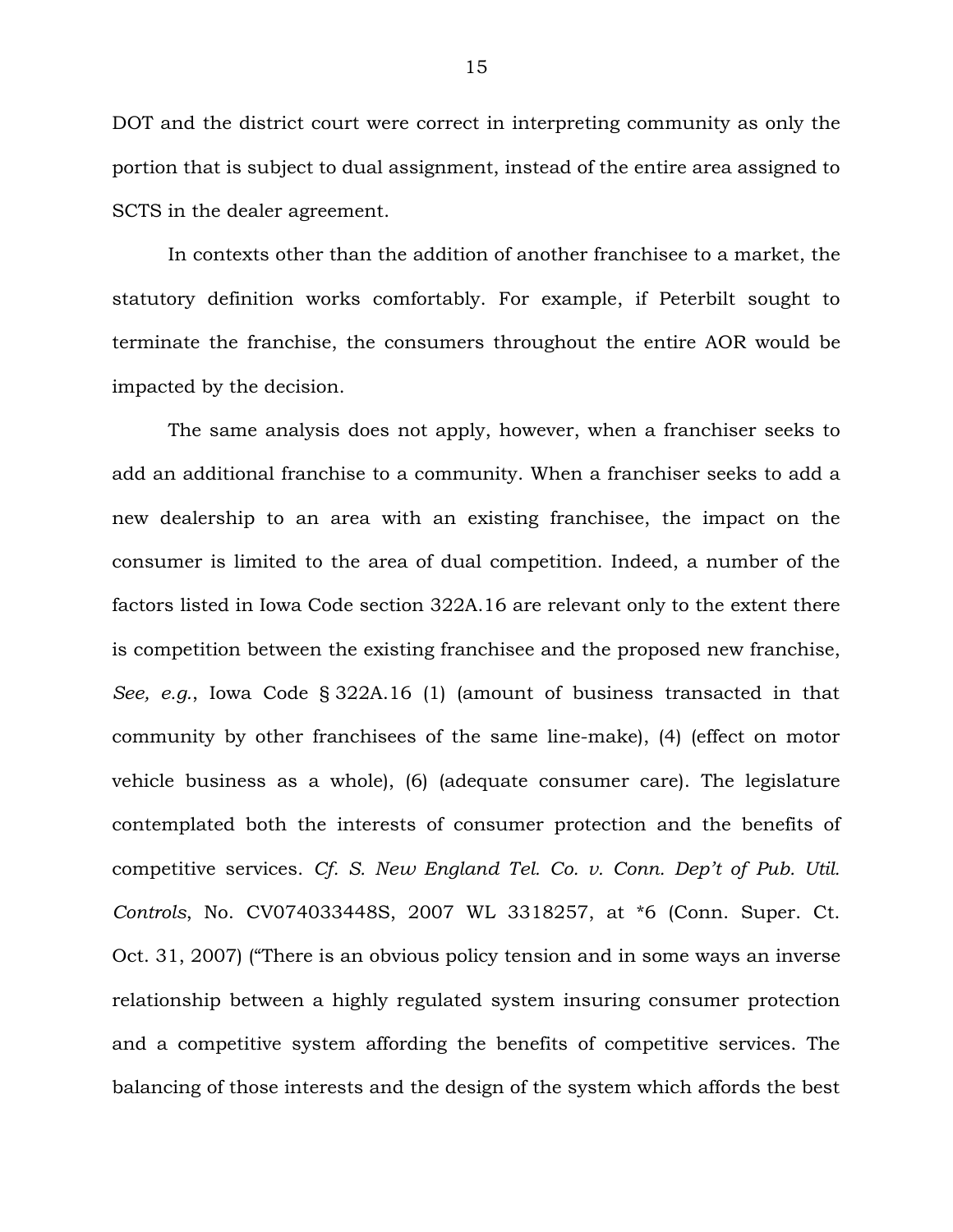DOT and the district court were correct in interpreting community as only the portion that is subject to dual assignment, instead of the entire area assigned to SCTS in the dealer agreement.

In contexts other than the addition of another franchisee to a market, the statutory definition works comfortably. For example, if Peterbilt sought to terminate the franchise, the consumers throughout the entire AOR would be impacted by the decision.

The same analysis does not apply, however, when a franchiser seeks to add an additional franchise to a community. When a franchiser seeks to add a new dealership to an area with an existing franchisee, the impact on the consumer is limited to the area of dual competition. Indeed, a number of the factors listed in Iowa Code section 322A.16 are relevant only to the extent there is competition between the existing franchisee and the proposed new franchise, *See, e.g.*, Iowa Code § 322A.16 (1) (amount of business transacted in that community by other franchisees of the same line-make), (4) (effect on motor vehicle business as a whole), (6) (adequate consumer care). The legislature contemplated both the interests of consumer protection and the benefits of competitive services. *Cf. S. New England Tel. Co. v. Conn. Dep't of Pub. Util. Controls*, No. CV074033448S, 2007 WL 3318257, at *6 (Conn. Super. Ct. Oct. 31, 2007) ("There is an obvious policy tension and in some ways an inverse relationship between a highly regulated system insuring consumer protection and a competitive system affording the benefits of competitive services. The balancing of those interests and the design of the system which affords the best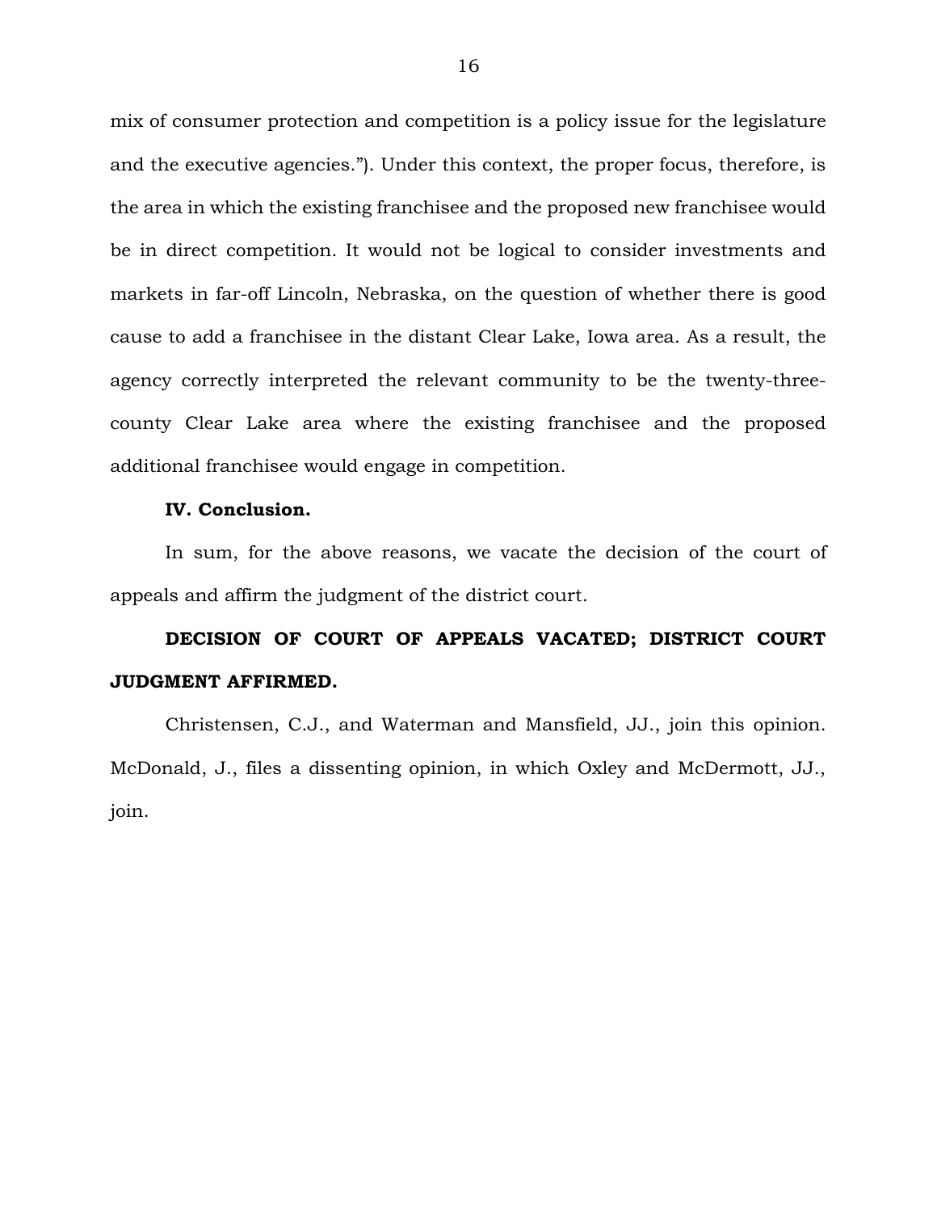mix of consumer protection and competition is a policy issue for the legislature and the executive agencies."). Under this context, the proper focus, therefore, is the area in which the existing franchisee and the proposed new franchisee would be in direct competition. It would not be logical to consider investments and markets in far-off Lincoln, Nebraska, on the question of whether there is good cause to add a franchisee in the distant Clear Lake, Iowa area. As a result, the agency correctly interpreted the relevant community to be the twenty-three-county Clear Lake area where the existing franchisee and the proposed additional franchisee would engage in competition.

**IV. Conclusion.**

In sum, for the above reasons, we vacate the decision of the court of appeals and affirm the judgment of the district court.

**DECISION OF COURT OF APPEALS VACATED; DISTRICT COURT JUDGMENT AFFIRMED.**

Christensen, C.J., and Waterman and Mansfield, JJ., join this opinion. McDonald, J., files a dissenting opinion, in which Oxley and McDermott, JJ., join.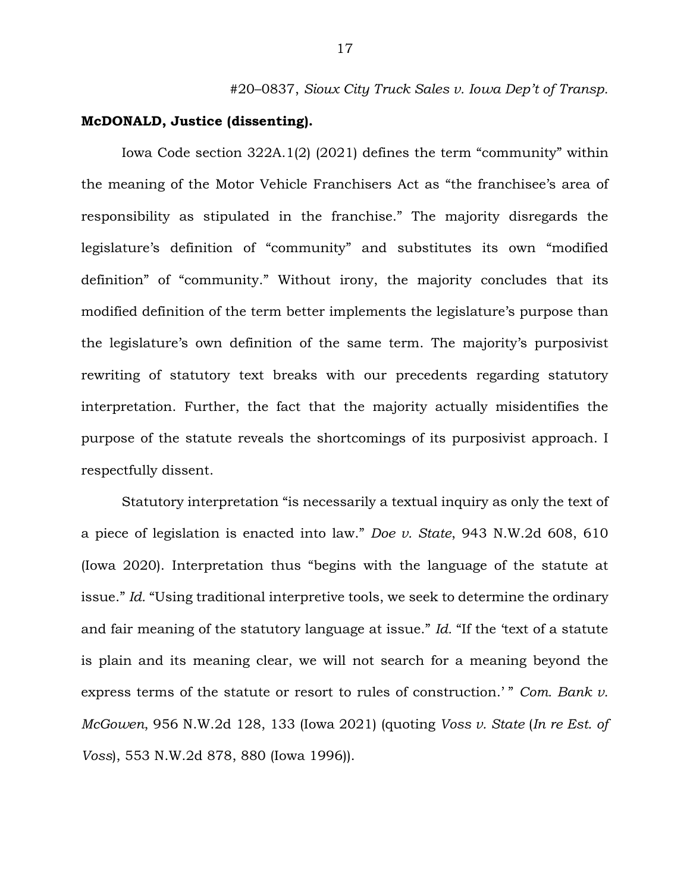#20–0837, *Sioux City Truck Sales v. Iowa Dep't of Transp.*

**McDONALD, Justice (dissenting).**

Iowa Code section 322A.1(2) (2021) defines the term "community" within the meaning of the Motor Vehicle Franchisers Act as "the franchisee's area of responsibility as stipulated in the franchise." The majority disregards the legislature's definition of "community" and substitutes its own "modified definition" of "community." Without irony, the majority concludes that its modified definition of the term better implements the legislature's purpose than the legislature's own definition of the same term. The majority's purposivist rewriting of statutory text breaks with our precedents regarding statutory interpretation. Further, the fact that the majority actually misidentifies the purpose of the statute reveals the shortcomings of its purposivist approach. I respectfully dissent.

Statutory interpretation "is necessarily a textual inquiry as only the text of a piece of legislation is enacted into law." *Doe v. State*, 943 N.W.2d 608, 610 (Iowa 2020). Interpretation thus "begins with the language of the statute at issue." *Id.* "Using traditional interpretive tools, we seek to determine the ordinary and fair meaning of the statutory language at issue." *Id.* "If the 'text of a statute is plain and its meaning clear, we will not search for a meaning beyond the express terms of the statute or resort to rules of construction.' " *Com. Bank v. McGowen*, 956 N.W.2d 128, 133 (Iowa 2021) (quoting *Voss v. State* (*In re Est. of Voss*), 553 N.W.2d 878, 880 (Iowa 1996)).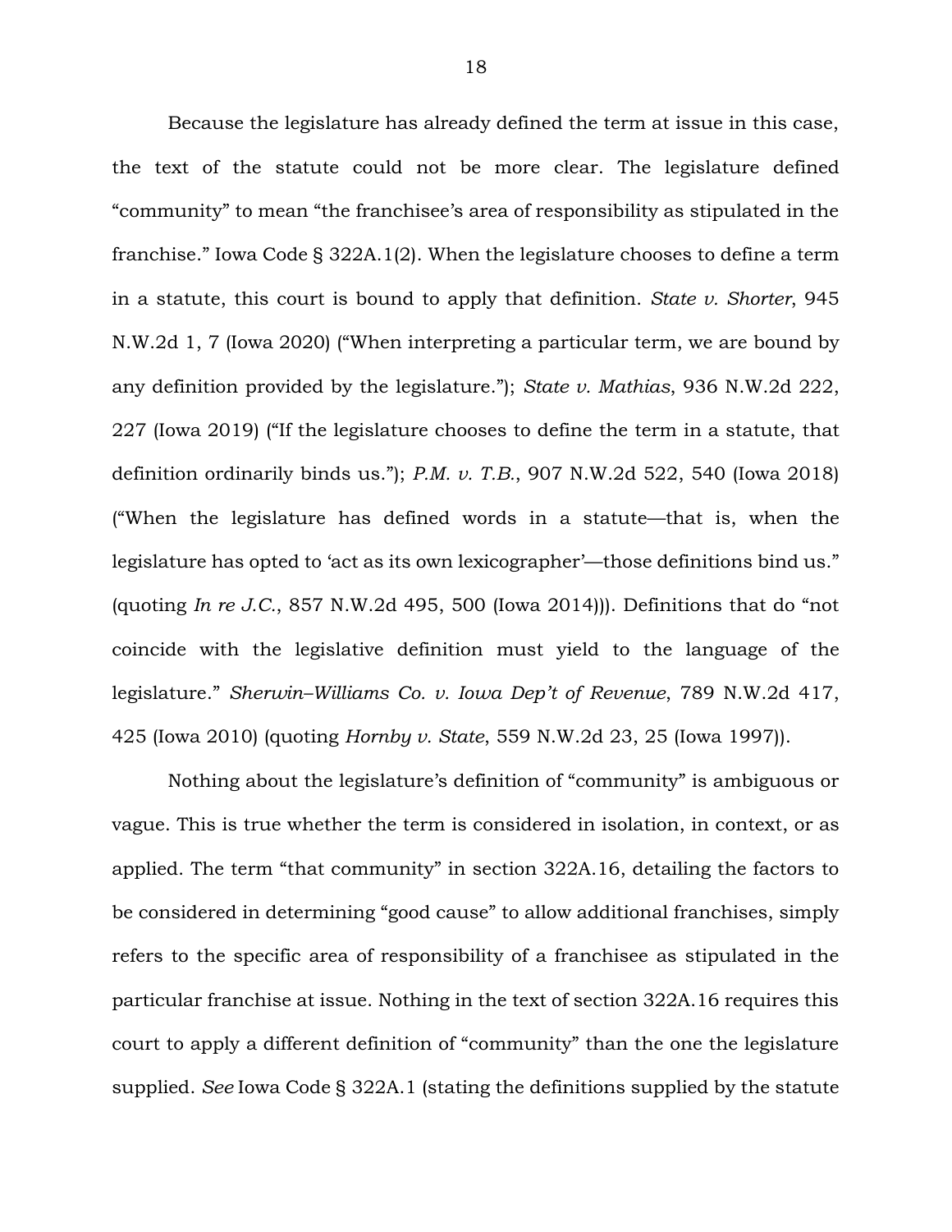Because the legislature has already defined the term at issue in this case, the text of the statute could not be more clear. The legislature defined "community" to mean "the franchisee's area of responsibility as stipulated in the franchise." Iowa Code § 322A.1(2). When the legislature chooses to define a term in a statute, this court is bound to apply that definition. *State v. Shorter*, 945 N.W.2d 1, 7 (Iowa 2020) ("When interpreting a particular term, we are bound by any definition provided by the legislature."); *State v. Mathias*, 936 N.W.2d 222, 227 (Iowa 2019) ("If the legislature chooses to define the term in a statute, that definition ordinarily binds us."); *P.M. v. T.B.*, 907 N.W.2d 522, 540 (Iowa 2018) ("When the legislature has defined words in a statute—that is, when the legislature has opted to 'act as its own lexicographer'—those definitions bind us." (quoting *In re J.C.*, 857 N.W.2d 495, 500 (Iowa 2014))). Definitions that do "not coincide with the legislative definition must yield to the language of the legislature." *Sherwin–Williams Co. v. Iowa Dep't of Revenue*, 789 N.W.2d 417, 425 (Iowa 2010) (quoting *Hornby v. State*, 559 N.W.2d 23, 25 (Iowa 1997)).

Nothing about the legislature's definition of "community" is ambiguous or vague. This is true whether the term is considered in isolation, in context, or as applied. The term "that community" in section 322A.16, detailing the factors to be considered in determining "good cause" to allow additional franchises, simply refers to the specific area of responsibility of a franchisee as stipulated in the particular franchise at issue. Nothing in the text of section 322A.16 requires this court to apply a different definition of "community" than the one the legislature supplied. *See* Iowa Code § 322A.1 (stating the definitions supplied by the statute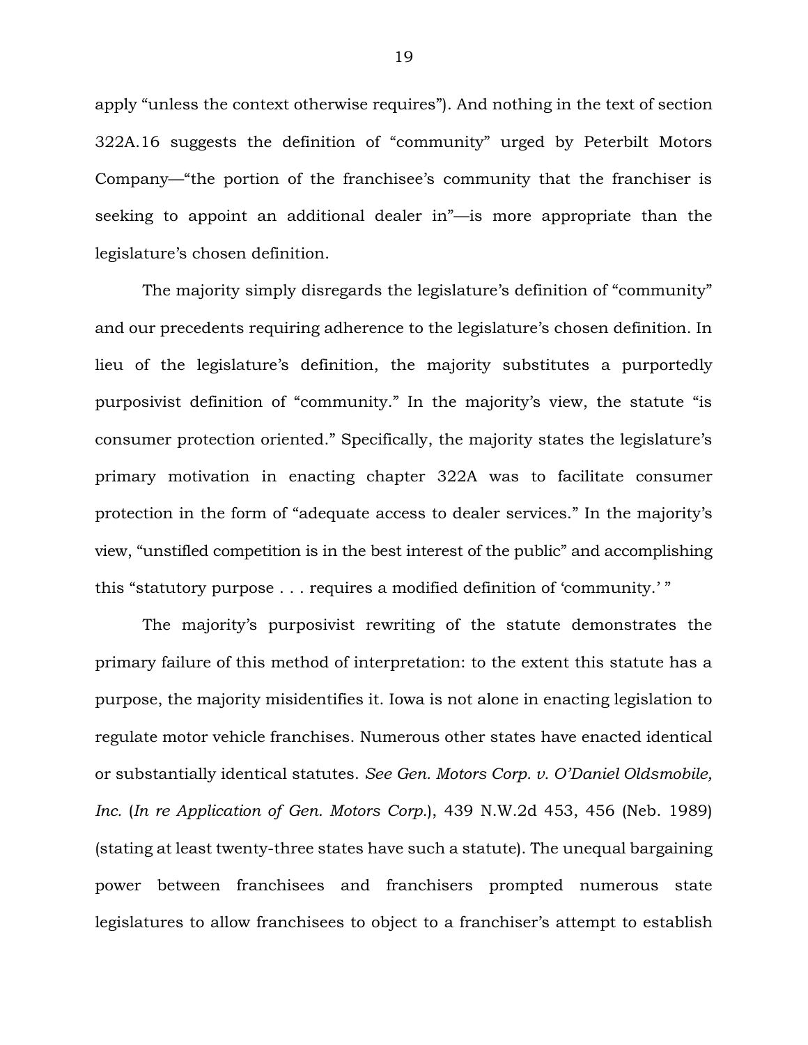apply "unless the context otherwise requires"). And nothing in the text of section 322A.16 suggests the definition of "community" urged by Peterbilt Motors Company—"the portion of the franchisee's community that the franchiser is seeking to appoint an additional dealer in"—is more appropriate than the legislature's chosen definition.

The majority simply disregards the legislature's definition of "community" and our precedents requiring adherence to the legislature's chosen definition. In lieu of the legislature's definition, the majority substitutes a purportedly purposivist definition of "community." In the majority's view, the statute "is consumer protection oriented." Specifically, the majority states the legislature's primary motivation in enacting chapter 322A was to facilitate consumer protection in the form of "adequate access to dealer services." In the majority's view, "unstifled competition is in the best interest of the public" and accomplishing this "statutory purpose . . . requires a modified definition of 'community.' "

The majority's purposivist rewriting of the statute demonstrates the primary failure of this method of interpretation: to the extent this statute has a purpose, the majority misidentifies it. Iowa is not alone in enacting legislation to regulate motor vehicle franchises. Numerous other states have enacted identical or substantially identical statutes. *See Gen. Motors Corp. v. O'Daniel Oldsmobile, Inc.* (*In re Application of Gen. Motors Corp.*), 439 N.W.2d 453, 456 (Neb. 1989) (stating at least twenty-three states have such a statute). The unequal bargaining power between franchisees and franchisers prompted numerous state legislatures to allow franchisees to object to a franchiser's attempt to establish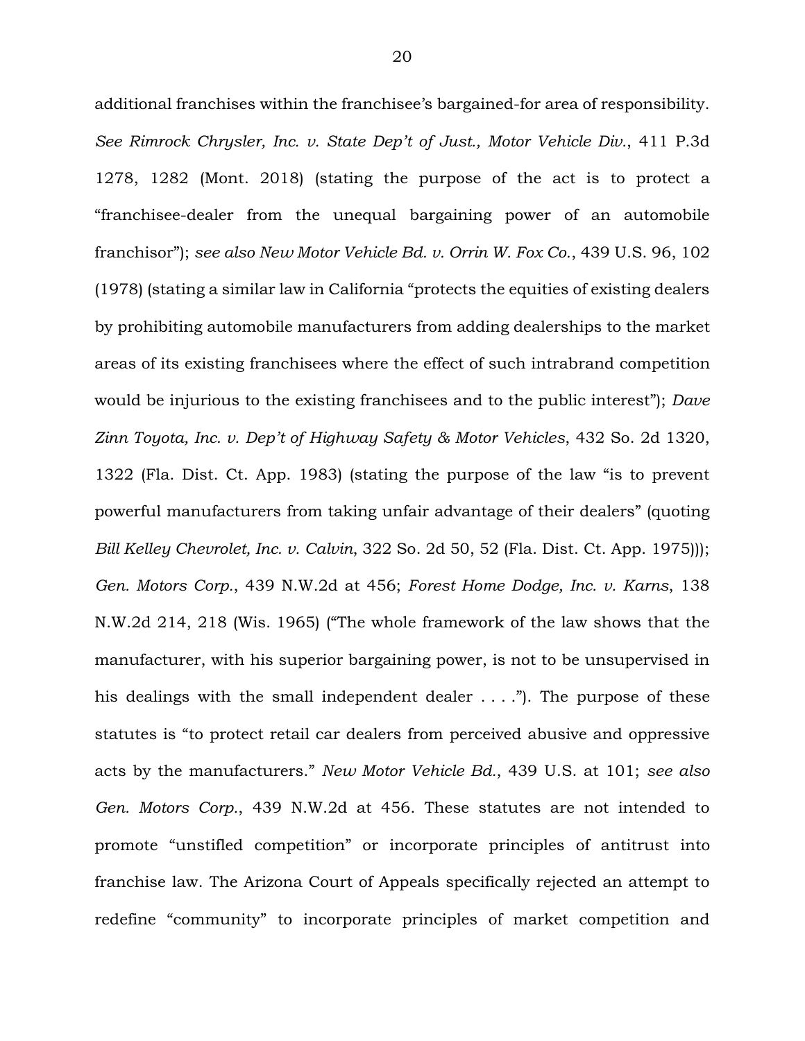additional franchises within the franchisee's bargained-for area of responsibility. *See Rimrock Chrysler, Inc. v. State Dep't of Just., Motor Vehicle Div.*, 411 P.3d 1278, 1282 (Mont. 2018) (stating the purpose of the act is to protect a "franchisee-dealer from the unequal bargaining power of an automobile franchisor"); *see also New Motor Vehicle Bd. v. Orrin W. Fox Co.*, 439 U.S. 96, 102 (1978) (stating a similar law in California "protects the equities of existing dealers by prohibiting automobile manufacturers from adding dealerships to the market areas of its existing franchisees where the effect of such intrabrand competition would be injurious to the existing franchisees and to the public interest"); *Dave Zinn Toyota, Inc. v. Dep't of Highway Safety & Motor Vehicles*, 432 So. 2d 1320, 1322 (Fla. Dist. Ct. App. 1983) (stating the purpose of the law "is to prevent powerful manufacturers from taking unfair advantage of their dealers" (quoting *Bill Kelley Chevrolet, Inc. v. Calvin*, 322 So. 2d 50, 52 (Fla. Dist. Ct. App. 1975))); *Gen. Motors Corp.*, 439 N.W.2d at 456; *Forest Home Dodge, Inc. v. Karns*, 138 N.W.2d 214, 218 (Wis. 1965) ("The whole framework of the law shows that the manufacturer, with his superior bargaining power, is not to be unsupervised in his dealings with the small independent dealer . . . ."). The purpose of these statutes is "to protect retail car dealers from perceived abusive and oppressive acts by the manufacturers." *New Motor Vehicle Bd.*, 439 U.S. at 101; *see also Gen. Motors Corp.*, 439 N.W.2d at 456. These statutes are not intended to promote "unstifled competition" or incorporate principles of antitrust into franchise law. The Arizona Court of Appeals specifically rejected an attempt to redefine "community" to incorporate principles of market competition and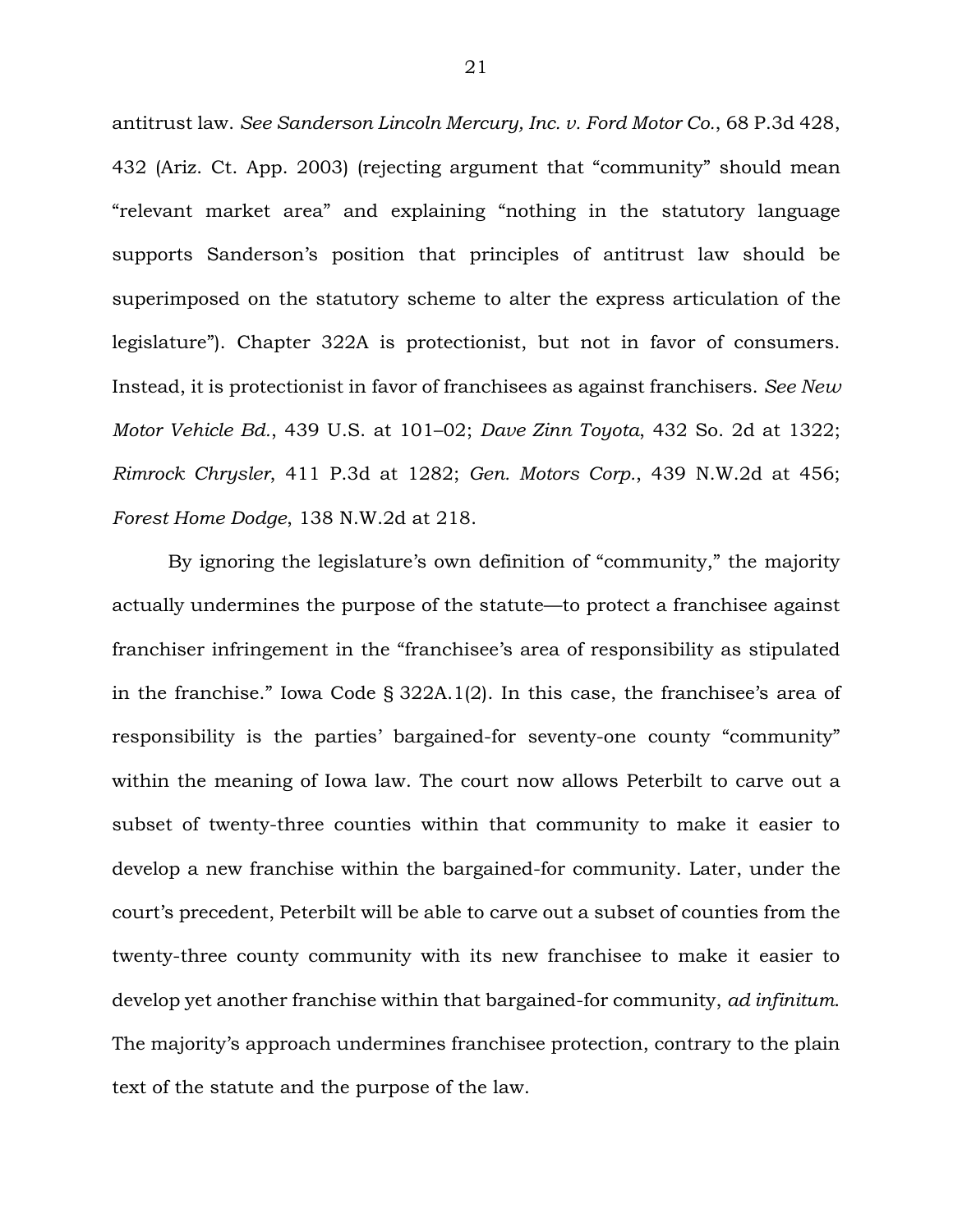antitrust law. *See Sanderson Lincoln Mercury, Inc. v. Ford Motor Co.*, 68 P.3d 428, 432 (Ariz. Ct. App. 2003) (rejecting argument that "community" should mean "relevant market area" and explaining "nothing in the statutory language supports Sanderson's position that principles of antitrust law should be superimposed on the statutory scheme to alter the express articulation of the legislature"). Chapter 322A is protectionist, but not in favor of consumers. Instead, it is protectionist in favor of franchisees as against franchisers. *See New Motor Vehicle Bd.*, 439 U.S. at 101–02; *Dave Zinn Toyota*, 432 So. 2d at 1322; *Rimrock Chrysler*, 411 P.3d at 1282; *Gen. Motors Corp.*, 439 N.W.2d at 456; *Forest Home Dodge*, 138 N.W.2d at 218.

By ignoring the legislature's own definition of "community," the majority actually undermines the purpose of the statute—to protect a franchisee against franchiser infringement in the "franchisee's area of responsibility as stipulated in the franchise." Iowa Code § 322A.1(2). In this case, the franchisee's area of responsibility is the parties' bargained-for seventy-one county "community" within the meaning of Iowa law. The court now allows Peterbilt to carve out a subset of twenty-three counties within that community to make it easier to develop a new franchise within the bargained-for community. Later, under the court's precedent, Peterbilt will be able to carve out a subset of counties from the twenty-three county community with its new franchisee to make it easier to develop yet another franchise within that bargained-for community, *ad infinitum*. The majority's approach undermines franchisee protection, contrary to the plain text of the statute and the purpose of the law.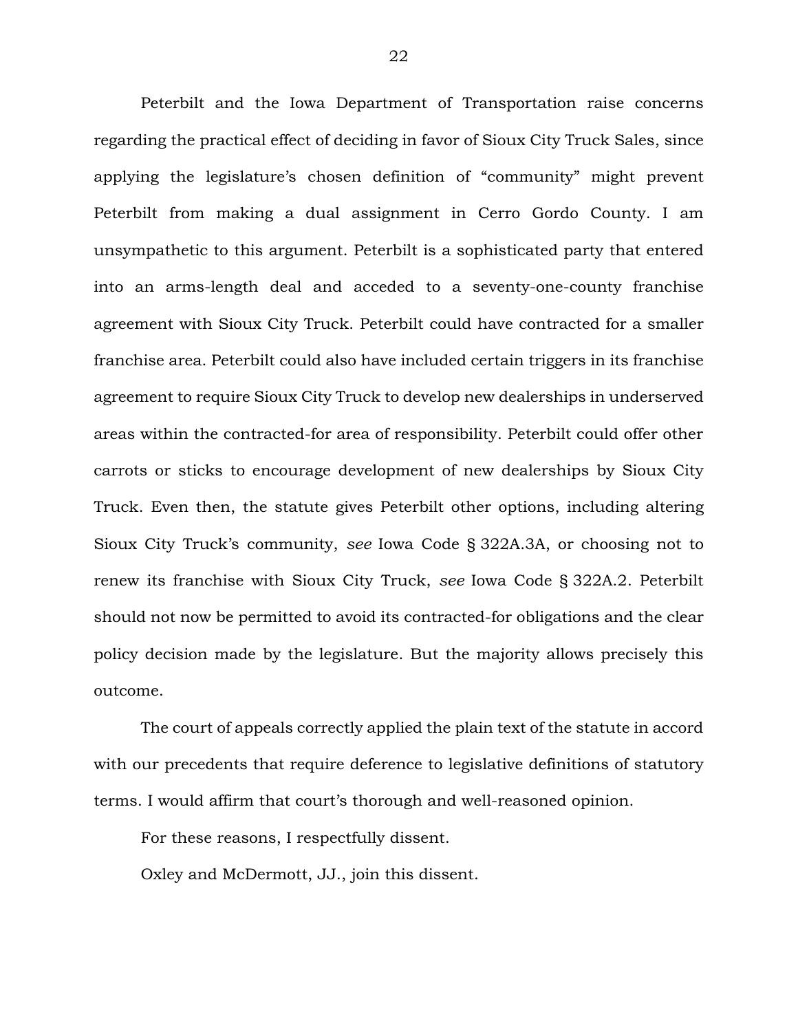Peterbilt and the Iowa Department of Transportation raise concerns regarding the practical effect of deciding in favor of Sioux City Truck Sales, since applying the legislature's chosen definition of "community" might prevent Peterbilt from making a dual assignment in Cerro Gordo County. I am unsympathetic to this argument. Peterbilt is a sophisticated party that entered into an arms-length deal and acceded to a seventy-one-county franchise agreement with Sioux City Truck. Peterbilt could have contracted for a smaller franchise area. Peterbilt could also have included certain triggers in its franchise agreement to require Sioux City Truck to develop new dealerships in underserved areas within the contracted-for area of responsibility. Peterbilt could offer other carrots or sticks to encourage development of new dealerships by Sioux City Truck. Even then, the statute gives Peterbilt other options, including altering Sioux City Truck's community, *see* Iowa Code § 322A.3A, or choosing not to renew its franchise with Sioux City Truck, *see* Iowa Code § 322A.2. Peterbilt should not now be permitted to avoid its contracted-for obligations and the clear policy decision made by the legislature. But the majority allows precisely this outcome.

The court of appeals correctly applied the plain text of the statute in accord with our precedents that require deference to legislative definitions of statutory terms. I would affirm that court's thorough and well-reasoned opinion.

For these reasons, I respectfully dissent.

Oxley and McDermott, JJ., join this dissent.